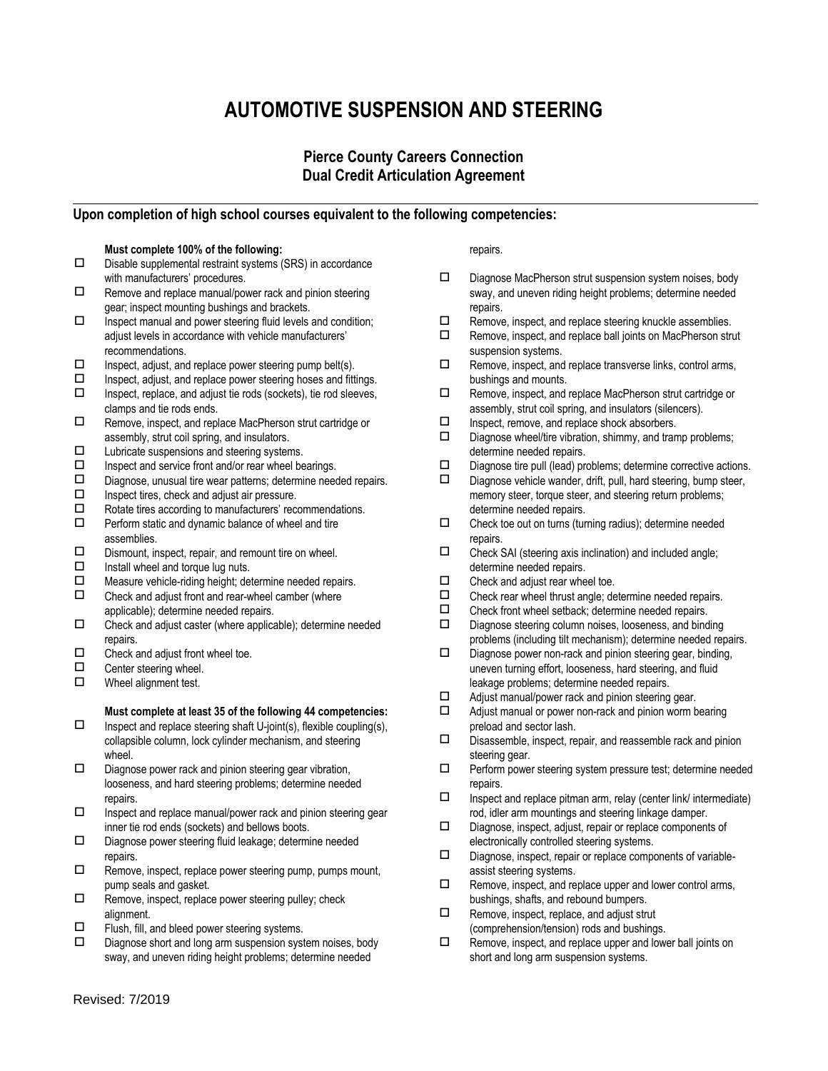# AUTOMOTIVE SUSPENSION AND STEERING

### Pierce County Careers Connection
### Dual Credit Articulation Agreement

---

**Upon completion of high school courses equivalent to the following competencies:**

**Must complete 100% of the following:**

- ☐ Disable supplemental restraint systems (SRS) in accordance with manufacturers' procedures.
- ☐ Remove and replace manual/power rack and pinion steering gear; inspect mounting bushings and brackets.
- ☐ Inspect manual and power steering fluid levels and condition; adjust levels in accordance with vehicle manufacturers' recommendations.
- ☐ Inspect, adjust, and replace power steering pump belt(s).
- ☐ Inspect, adjust, and replace power steering hoses and fittings.
- ☐ Inspect, replace, and adjust tie rods (sockets), tie rod sleeves, clamps and tie rods ends.
- ☐ Remove, inspect, and replace MacPherson strut cartridge or assembly, strut coil spring, and insulators.
- ☐ Lubricate suspensions and steering systems.
- ☐ Inspect and service front and/or rear wheel bearings.
- ☐ Diagnose, unusual tire wear patterns; determine needed repairs.
- ☐ Inspect tires, check and adjust air pressure.
- ☐ Rotate tires according to manufacturers' recommendations.
- ☐ Perform static and dynamic balance of wheel and tire assemblies.
- ☐ Dismount, inspect, repair, and remount tire on wheel.
- ☐ Install wheel and torque lug nuts.
- ☐ Measure vehicle-riding height; determine needed repairs.
- ☐ Check and adjust front and rear-wheel camber (where applicable); determine needed repairs.
- ☐ Check and adjust caster (where applicable); determine needed repairs.
- ☐ Check and adjust front wheel toe.
- ☐ Center steering wheel.
- ☐ Wheel alignment test.

**Must complete at least 35 of the following 44 competencies:**

- ☐ Inspect and replace steering shaft U-joint(s), flexible coupling(s), collapsible column, lock cylinder mechanism, and steering wheel.
- ☐ Diagnose power rack and pinion steering gear vibration, looseness, and hard steering problems; determine needed repairs.
- ☐ Inspect and replace manual/power rack and pinion steering gear inner tie rod ends (sockets) and bellows boots.
- ☐ Diagnose power steering fluid leakage; determine needed repairs.
- ☐ Remove, inspect, replace power steering pump, pumps mount, pump seals and gasket.
- ☐ Remove, inspect, replace power steering pulley; check alignment.
- ☐ Flush, fill, and bleed power steering systems.
- ☐ Diagnose short and long arm suspension system noises, body sway, and uneven riding height problems; determine needed repairs.
- ☐ Diagnose MacPherson strut suspension system noises, body sway, and uneven riding height problems; determine needed repairs.
- ☐ Remove, inspect, and replace steering knuckle assemblies.
- ☐ Remove, inspect, and replace ball joints on MacPherson strut suspension systems.
- ☐ Remove, inspect, and replace transverse links, control arms, bushings and mounts.
- ☐ Remove, inspect, and replace MacPherson strut cartridge or assembly, strut coil spring, and insulators (silencers).
- ☐ Inspect, remove, and replace shock absorbers.
- ☐ Diagnose wheel/tire vibration, shimmy, and tramp problems; determine needed repairs.
- ☐ Diagnose tire pull (lead) problems; determine corrective actions.
- ☐ Diagnose vehicle wander, drift, pull, hard steering, bump steer, memory steer, torque steer, and steering return problems; determine needed repairs.
- ☐ Check toe out on turns (turning radius); determine needed repairs.
- ☐ Check SAI (steering axis inclination) and included angle; determine needed repairs.
- ☐ Check and adjust rear wheel toe.
- ☐ Check rear wheel thrust angle; determine needed repairs.
- ☐ Check front wheel setback; determine needed repairs.
- ☐ Diagnose steering column noises, looseness, and binding problems (including tilt mechanism); determine needed repairs.
- ☐ Diagnose power non-rack and pinion steering gear, binding, uneven turning effort, looseness, hard steering, and fluid leakage problems; determine needed repairs.
- ☐ Adjust manual/power rack and pinion steering gear.
- ☐ Adjust manual or power non-rack and pinion worm bearing preload and sector lash.
- ☐ Disassemble, inspect, repair, and reassemble rack and pinion steering gear.
- ☐ Perform power steering system pressure test; determine needed repairs.
- ☐ Inspect and replace pitman arm, relay (center link/ intermediate) rod, idler arm mountings and steering linkage damper.
- ☐ Diagnose, inspect, adjust, repair or replace components of electronically controlled steering systems.
- ☐ Diagnose, inspect, repair or replace components of variable-assist steering systems.
- ☐ Remove, inspect, and replace upper and lower control arms, bushings, shafts, and rebound bumpers.
- ☐ Remove, inspect, replace, and adjust strut (comprehension/tension) rods and bushings.
- ☐ Remove, inspect, and replace upper and lower ball joints on short and long arm suspension systems.

Revised: 7/2019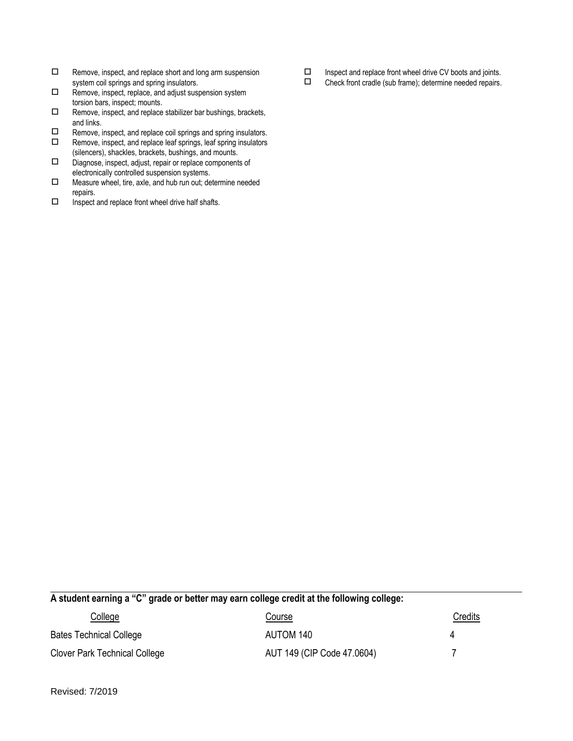- ☐ Remove, inspect, and replace short and long arm suspension system coil springs and spring insulators.
- ☐ Remove, inspect, replace, and adjust suspension system torsion bars, inspect; mounts.
- ☐ Remove, inspect, and replace stabilizer bar bushings, brackets, and links.
- ☐ Remove, inspect, and replace coil springs and spring insulators.
- ☐ Remove, inspect, and replace leaf springs, leaf spring insulators (silencers), shackles, brackets, bushings, and mounts.
- ☐ Diagnose, inspect, adjust, repair or replace components of electronically controlled suspension systems.
- ☐ Measure wheel, tire, axle, and hub run out; determine needed repairs.
- ☐ Inspect and replace front wheel drive half shafts.
- ☐ Inspect and replace front wheel drive CV boots and joints.
- ☐ Check front cradle (sub frame); determine needed repairs.

---

**A student earning a "C" grade or better may earn college credit at the following college:**

| College | Course | Credits |
|---|---|---|
| Bates Technical College | AUTOM 140 | 4 |
| Clover Park Technical College | AUT 149 (CIP Code 47.0604) | 7 |

Revised: 7/2019